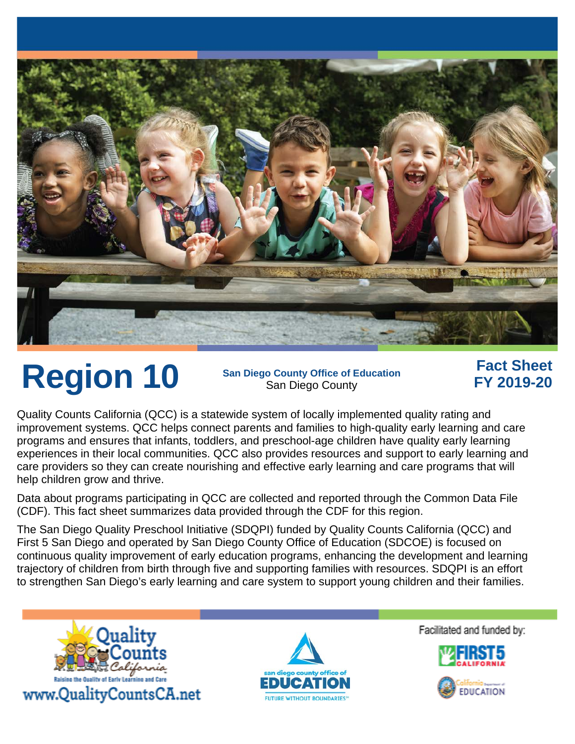# Region 10

**San Diego County Office of Education**
San Diego County

## Fact Sheet FY 2019-20

Quality Counts California (QCC) is a statewide system of locally implemented quality rating and improvement systems. QCC helps connect parents and families to high-quality early learning and care programs and ensures that infants, toddlers, and preschool-age children have quality early learning experiences in their local communities. QCC also provides resources and support to early learning and care providers so they can create nourishing and effective early learning and care programs that will help children grow and thrive.

Data about programs participating in QCC are collected and reported through the Common Data File (CDF). This fact sheet summarizes data provided through the CDF for this region.

The San Diego Quality Preschool Initiative (SDQPI) funded by Quality Counts California (QCC) and First 5 San Diego and operated by San Diego County Office of Education (SDCOE) is focused on continuous quality improvement of early education programs, enhancing the development and learning trajectory of children from birth through five and supporting families with resources. SDQPI is an effort to strengthen San Diego's early learning and care system to support young children and their families.

Quality Counts California
Raising the Quality of Early Learning and Care
www.QualityCountsCA.net

san diego county office of EDUCATION
FUTURE WITHOUT BOUNDARIES

Facilitated and funded by:

FIRST 5 CALIFORNIA

California Department of Education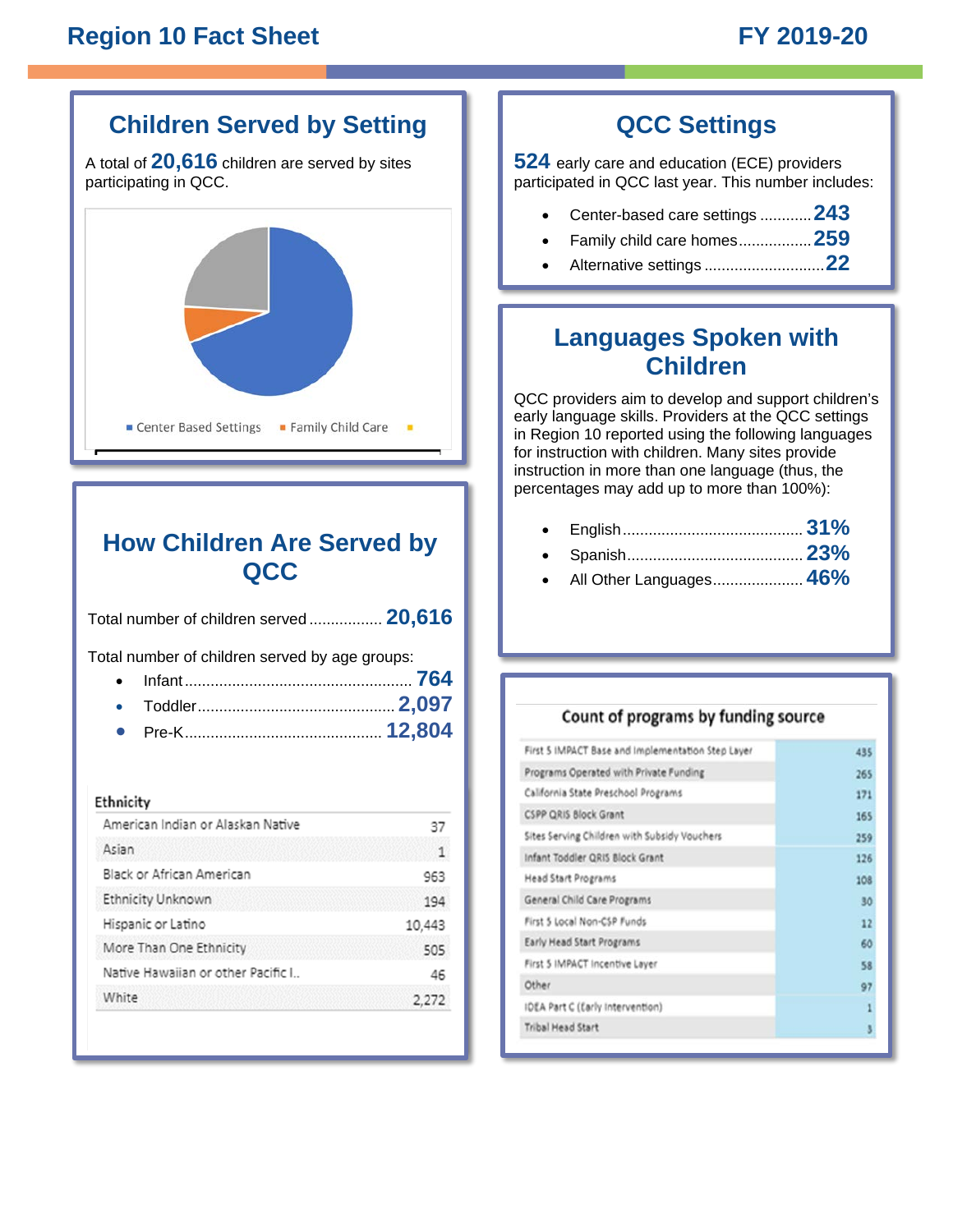# Region 10 Fact Sheet

# FY 2019-20

## Children Served by Setting

A total of **20,616** children are served by sites participating in QCC.

Center Based Settings
Family Child Care

## How Children Are Served by QCC

Total number of children served ................ **20,616**

Total number of children served by age groups:

- Infant .................................................... **764**
- Toddler............................................ **2,097**
- Pre-K............................................ **12,804**

| Ethnicity | |
|---|---|
| American Indian or Alaskan Native | 37 |
| Asian | 1 |
| Black or African American | 963 |
| Ethnicity Unknown | 194 |
| Hispanic or Latino | 10,443 |
| More Than One Ethnicity | 505 |
| Native Hawaiian or other Pacific I.. | 46 |
| White | 2,272 |

## QCC Settings

**524** early care and education (ECE) providers participated in QCC last year. This number includes:

- Center-based care settings ............ **243**
- Family child care homes................. **259**
- Alternative settings ............................ **22**

## Languages Spoken with Children

QCC providers aim to develop and support children's early language skills. Providers at the QCC settings in Region 10 reported using the following languages for instruction with children. Many sites provide instruction in more than one language (thus, the percentages may add up to more than 100%):

- English......................................... **31%**
- Spanish........................................ **23%**
- All Other Languages.................... **46%**

### Count of programs by funding source

| | |
|---|---|
| First 5 IMPACT Base and Implementation Step Layer | 435 |
| Programs Operated with Private Funding | 265 |
| California State Preschool Programs | 171 |
| CSPP QRIS Block Grant | 165 |
| Sites Serving Children with Subsidy Vouchers | 259 |
| Infant Toddler QRIS Block Grant | 126 |
| Head Start Programs | 108 |
| General Child Care Programs | 30 |
| First 5 Local Non-CSP Funds | 12 |
| Early Head Start Programs | 60 |
| First 5 IMPACT Incentive Layer | 58 |
| Other | 97 |
| IDEA Part C (Early Intervention) | 1 |
| Tribal Head Start | 3 |